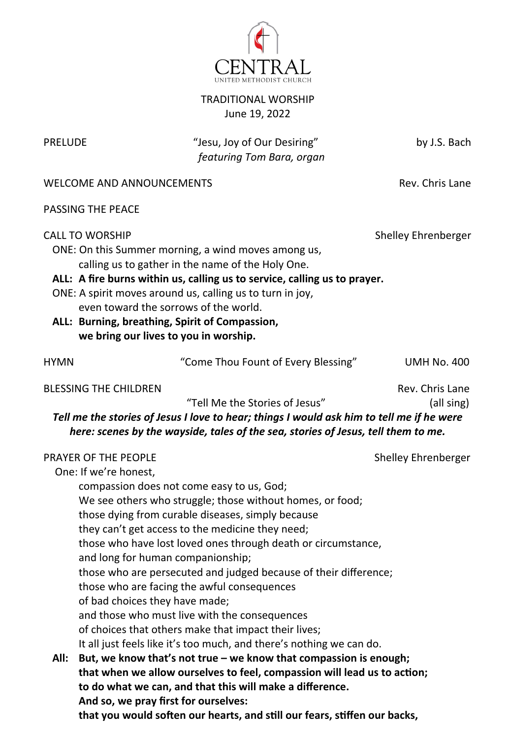# CENTRAL
UNITED METHODIST CHURCH

TRADITIONAL WORSHIP
June 19, 2022

PRELUDE — "Jesu, Joy of Our Desiring" — by J.S. Bach
*featuring Tom Bara, organ*

WELCOME AND ANNOUNCEMENTS — Rev. Chris Lane

PASSING THE PEACE

CALL TO WORSHIP — Shelley Ehrenberger

ONE: On this Summer morning, a wind moves among us,
calling us to gather in the name of the Holy One.

**ALL: A fire burns within us, calling us to service, calling us to prayer.**

ONE: A spirit moves around us, calling us to turn in joy,
even toward the sorrows of the world.

**ALL: Burning, breathing, Spirit of Compassion,
we bring our lives to you in worship.**

HYMN — "Come Thou Fount of Every Blessing" — UMH No. 400

BLESSING THE CHILDREN — Rev. Chris Lane

"Tell Me the Stories of Jesus" — (all sing)

***Tell me the stories of Jesus I love to hear; things I would ask him to tell me if he were here: scenes by the wayside, tales of the sea, stories of Jesus, tell them to me.***

PRAYER OF THE PEOPLE — Shelley Ehrenberger

One: If we're honest,
compassion does not come easy to us, God;
We see others who struggle; those without homes, or food;
those dying from curable diseases, simply because
they can't get access to the medicine they need;
those who have lost loved ones through death or circumstance,
and long for human companionship;
those who are persecuted and judged because of their difference;
those who are facing the awful consequences
of bad choices they have made;
and those who must live with the consequences
of choices that others make that impact their lives;
It all just feels like it's too much, and there's nothing we can do.

**All: But, we know that's not true – we know that compassion is enough;
that when we allow ourselves to feel, compassion will lead us to action;
to do what we can, and that this will make a difference.
And so, we pray first for ourselves:
that you would soften our hearts, and still our fears, stiffen our backs,**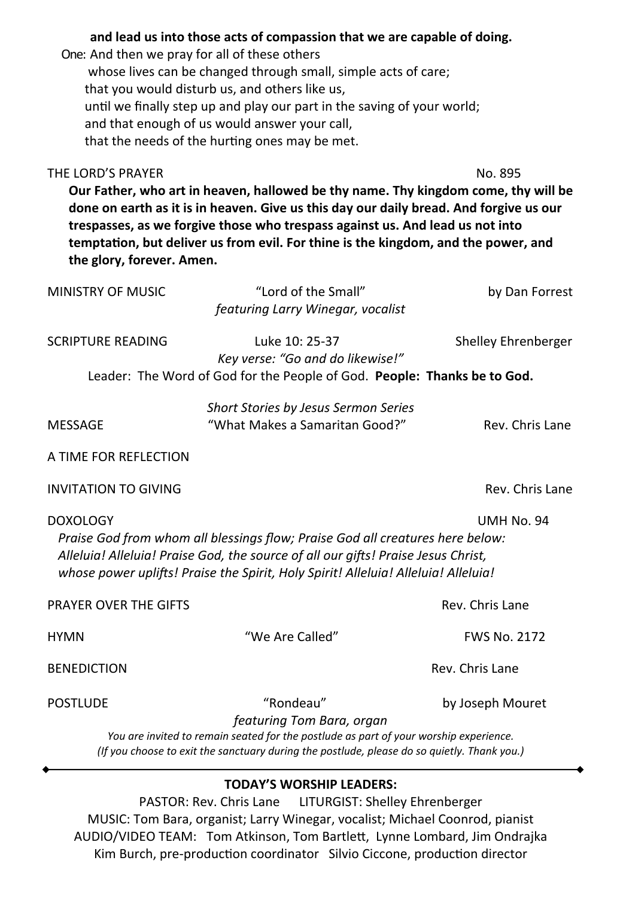**and lead us into those acts of compassion that we are capable of doing.**

One: And then we pray for all of these others
whose lives can be changed through small, simple acts of care;
that you would disturb us, and others like us,
until we finally step up and play our part in the saving of your world;
and that enough of us would answer your call,
that the needs of the hurting ones may be met.

THE LORD'S PRAYER No. 895

**Our Father, who art in heaven, hallowed be thy name. Thy kingdom come, thy will be done on earth as it is in heaven. Give us this day our daily bread. And forgive us our trespasses, as we forgive those who trespass against us. And lead us not into temptation, but deliver us from evil. For thine is the kingdom, and the power, and the glory, forever. Amen.**

MINISTRY OF MUSIC "Lord of the Small" by Dan Forrest
*featuring Larry Winegar, vocalist*

SCRIPTURE READING Luke 10: 25-37 Shelley Ehrenberger
*Key verse: "Go and do likewise!"*

Leader: The Word of God for the People of God. **People: Thanks be to God.**

*Short Stories by Jesus Sermon Series*

MESSAGE "What Makes a Samaritan Good?" Rev. Chris Lane

A TIME FOR REFLECTION

INVITATION TO GIVING Rev. Chris Lane

DOXOLOGY UMH No. 94

*Praise God from whom all blessings flow; Praise God all creatures here below: Alleluia! Alleluia! Praise God, the source of all our gifts! Praise Jesus Christ, whose power uplifts! Praise the Spirit, Holy Spirit! Alleluia! Alleluia! Alleluia!*

PRAYER OVER THE GIFTS Rev. Chris Lane

HYMN "We Are Called" FWS No. 2172

BENEDICTION Rev. Chris Lane

POSTLUDE "Rondeau" by Joseph Mouret
*featuring Tom Bara, organ*

*You are invited to remain seated for the postlude as part of your worship experience.*
*(If you choose to exit the sanctuary during the postlude, please do so quietly. Thank you.)*

---

**TODAY'S WORSHIP LEADERS:**

PASTOR: Rev. Chris Lane LITURGIST: Shelley Ehrenberger
MUSIC: Tom Bara, organist; Larry Winegar, vocalist; Michael Coonrod, pianist
AUDIO/VIDEO TEAM: Tom Atkinson, Tom Bartlett, Lynne Lombard, Jim Ondrajka
Kim Burch, pre-production coordinator Silvio Ciccone, production director